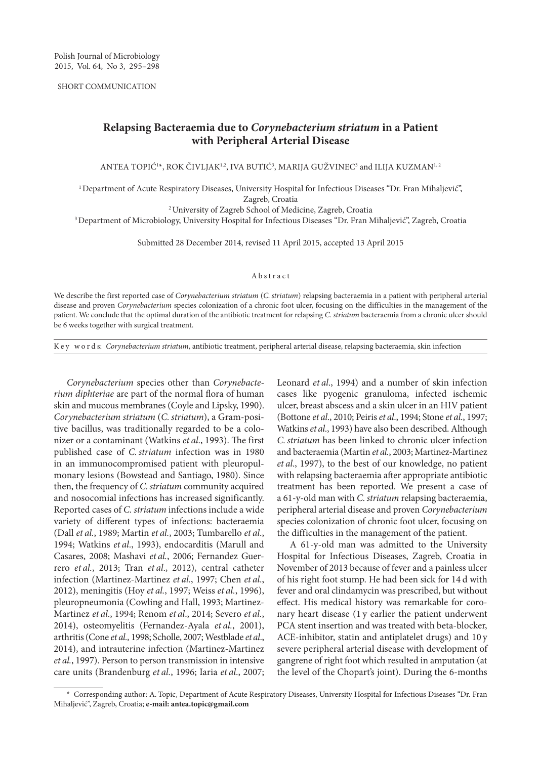SHORT COMMUNICATION

# Relapsing Bacteraemia due to *Corynebacterium striatum* in a Patient with Peripheral Arterial Disease

ANTEA TOPIĆ[1*], ROK ČIVLJAK[1,2], IVA BUTIĆ[3], MARIJA GUŽVINEC[3] and ILIJA KUZMAN[1,2]

[1] Department of Acute Respiratory Diseases, University Hospital for Infectious Diseases "Dr. Fran Mihaljević", Zagreb, Croatia
[2] University of Zagreb School of Medicine, Zagreb, Croatia
[3] Department of Microbiology, University Hospital for Infectious Diseases "Dr. Fran Mihaljević", Zagreb, Croatia

Submitted 28 December 2014, revised 11 April 2015, accepted 13 April 2015

## Abstract

We describe the first reported case of *Corynebacterium striatum* (*C. striatum*) relapsing bacteraemia in a patient with peripheral arterial disease and proven *Corynebacterium* species colonization of a chronic foot ulcer, focusing on the difficulties in the management of the patient. We conclude that the optimal duration of the antibiotic treatment for relapsing *C. striatum* bacteraemia from a chronic ulcer should be 6 weeks together with surgical treatment.

**Key words:** *Corynebacterium striatum*, antibiotic treatment, peripheral arterial disease, relapsing bacteraemia, skin infection

*Corynebacterium* species other than *Corynebacterium diphteriae* are part of the normal flora of human skin and mucous membranes (Coyle and Lipsky, 1990). *Corynebacterium striatum* (*C. striatum*), a Gram-positive bacillus, was traditionally regarded to be a colonizer or a contaminant (Watkins *et al.*, 1993). The first published case of *C. striatum* infection was in 1980 in an immunocompromised patient with pleuropulmonary lesions (Bowstead and Santiago, 1980). Since then, the frequency of *C. striatum* community acquired and nosocomial infections has increased significantly. Reported cases of *C. striatum* infections include a wide variety of different types of infections: bacteraemia (Dall *et al.*, 1989; Martin *et al.*, 2003; Tumbarello *et al.*, 1994; Watkins *et al.*, 1993), endocarditis (Marull and Casares, 2008; Mashavi *et al.*, 2006; Fernandez Guerrero *et al.*, 2013; Tran *et al.*, 2012), central catheter infection (Martinez-Martinez *et al.*, 1997; Chen *et al.*, 2012), meningitis (Hoy *et al.*, 1997; Weiss *et al.*, 1996), pleuropneumonia (Cowling and Hall, 1993; Martinez-Martinez *et al.*, 1994; Renom *et al.*, 2014; Severo *et al.*, 2014), osteomyelitis (Fernandez-Ayala *et al.*, 2001), arthritis (Cone *et al.*, 1998; Scholle, 2007; Westblade *et al.*, 2014), and intrauterine infection (Martinez-Martinez *et al.*, 1997). Person to person transmission in intensive care units (Brandenburg *et al.*, 1996; Iaria *et al.*, 2007; Leonard *et al.*, 1994) and a number of skin infection cases like pyogenic granuloma, infected ischemic ulcer, breast abscess and a skin ulcer in an HIV patient (Bottone *et al.*, 2010; Peiris *et al.*, 1994; Stone *et al.*, 1997; Watkins *et al.*, 1993) have also been described. Although *C. striatum* has been linked to chronic ulcer infection and bacteraemia (Martin *et al.*, 2003; Martinez-Martinez *et al.*, 1997), to the best of our knowledge, no patient with relapsing bacteraemia after appropriate antibiotic treatment has been reported. We present a case of a 61-y-old man with *C. striatum* relapsing bacteraemia, peripheral arterial disease and proven *Corynebacterium* species colonization of chronic foot ulcer, focusing on the difficulties in the management of the patient.

A 61-y-old man was admitted to the University Hospital for Infectious Diseases, Zagreb, Croatia in November of 2013 because of fever and a painless ulcer of his right foot stump. He had been sick for 14 d with fever and oral clindamycin was prescribed, but without effect. His medical history was remarkable for coronary heart disease (1 y earlier the patient underwent PCA stent insertion and was treated with beta-blocker, ACE-inhibitor, statin and antiplatelet drugs) and 10 y severe peripheral arterial disease with development of gangrene of right foot which resulted in amputation (at the level of the Chopart's joint). During the 6-months

\* Corresponding author: A. Topic, Department of Acute Respiratory Diseases, University Hospital for Infectious Diseases "Dr. Fran Mihaljević", Zagreb, Croatia; **e-mail: antea.topic@gmail.com**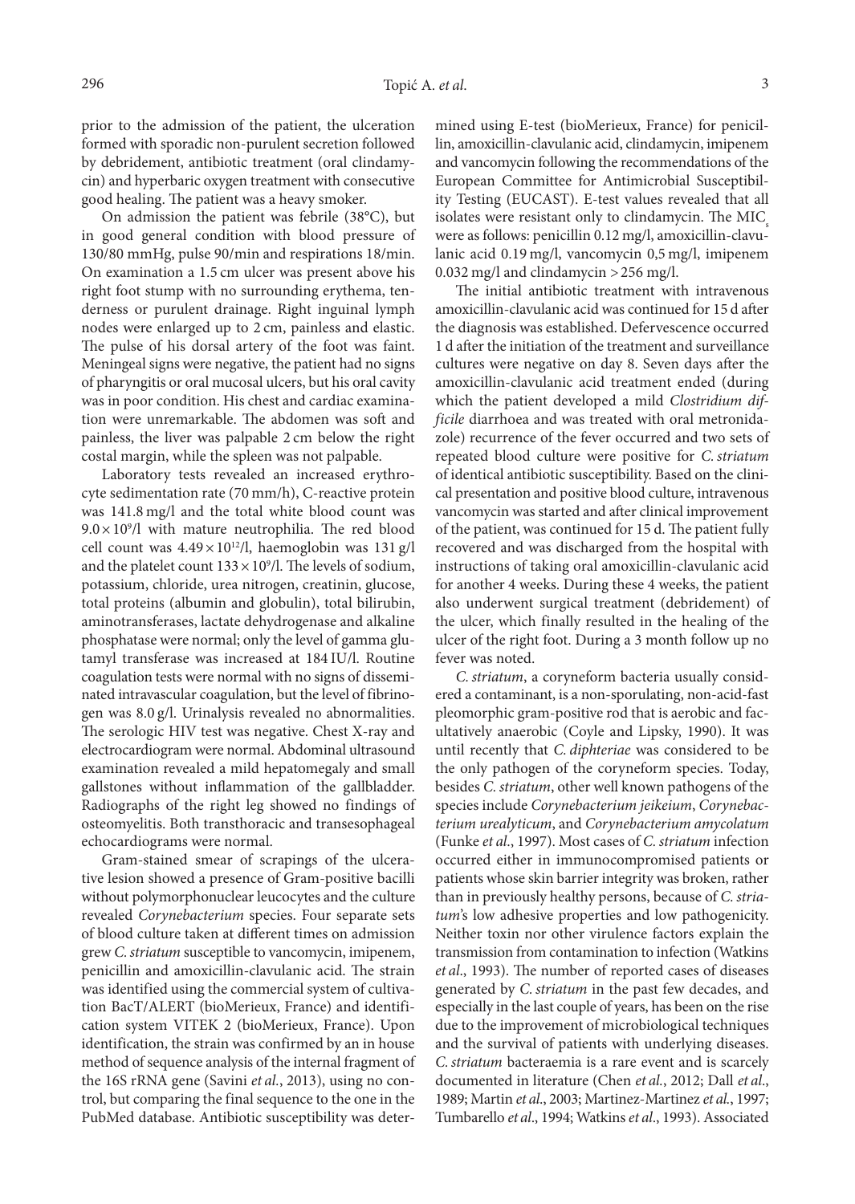prior to the admission of the patient, the ulceration formed with sporadic non-purulent secretion followed by debridement, antibiotic treatment (oral clindamycin) and hyperbaric oxygen treatment with consecutive good healing. The patient was a heavy smoker.

On admission the patient was febrile (38°C), but in good general condition with blood pressure of 130/80 mmHg, pulse 90/min and respirations 18/min. On examination a 1.5 cm ulcer was present above his right foot stump with no surrounding erythema, tenderness or purulent drainage. Right inguinal lymph nodes were enlarged up to 2 cm, painless and elastic. The pulse of his dorsal artery of the foot was faint. Meningeal signs were negative, the patient had no signs of pharyngitis or oral mucosal ulcers, but his oral cavity was in poor condition. His chest and cardiac examination were unremarkable. The abdomen was soft and painless, the liver was palpable 2 cm below the right costal margin, while the spleen was not palpable.

Laboratory tests revealed an increased erythrocyte sedimentation rate (70 mm/h), C-reactive protein was 141.8 mg/l and the total white blood count was $9.0 \times 10^9$/l with mature neutrophilia. The red blood cell count was $4.49 \times 10^{12}$/l, haemoglobin was 131 g/l and the platelet count $133 \times 10^9$/l. The levels of sodium, potassium, chloride, urea nitrogen, creatinin, glucose, total proteins (albumin and globulin), total bilirubin, aminotransferases, lactate dehydrogenase and alkaline phosphatase were normal; only the level of gamma glutamyl transferase was increased at 184 IU/l. Routine coagulation tests were normal with no signs of disseminated intravascular coagulation, but the level of fibrinogen was 8.0 g/l. Urinalysis revealed no abnormalities. The serologic HIV test was negative. Chest X-ray and electrocardiogram were normal. Abdominal ultrasound examination revealed a mild hepatomegaly and small gallstones without inflammation of the gallbladder. Radiographs of the right leg showed no findings of osteomyelitis. Both transthoracic and transesophageal echocardiograms were normal.

Gram-stained smear of scrapings of the ulcerative lesion showed a presence of Gram-positive bacilli without polymorphonuclear leucocytes and the culture revealed *Corynebacterium* species. Four separate sets of blood culture taken at different times on admission grew *C. striatum* susceptible to vancomycin, imipenem, penicillin and amoxicillin-clavulanic acid. The strain was identified using the commercial system of cultivation BacT/ALERT (bioMerieux, France) and identification system VITEK 2 (bioMerieux, France). Upon identification, the strain was confirmed by an in house method of sequence analysis of the internal fragment of the 16S rRNA gene (Savini *et al.*, 2013), using no control, but comparing the final sequence to the one in the PubMed database. Antibiotic susceptibility was determined using E-test (bioMerieux, France) for penicillin, amoxicillin-clavulanic acid, clindamycin, imipenem and vancomycin following the recommendations of the European Committee for Antimicrobial Susceptibility Testing (EUCAST). E-test values revealed that all isolates were resistant only to clindamycin. The $MIC_s$ were as follows: penicillin 0.12 mg/l, amoxicillin-clavulanic acid 0.19 mg/l, vancomycin 0,5 mg/l, imipenem 0.032 mg/l and clindamycin > 256 mg/l.

The initial antibiotic treatment with intravenous amoxicillin-clavulanic acid was continued for 15 d after the diagnosis was established. Defervescence occurred 1 d after the initiation of the treatment and surveillance cultures were negative on day 8. Seven days after the amoxicillin-clavulanic acid treatment ended (during which the patient developed a mild *Clostridium difficile* diarrhoea and was treated with oral metronidazole) recurrence of the fever occurred and two sets of repeated blood culture were positive for *C. striatum* of identical antibiotic susceptibility. Based on the clinical presentation and positive blood culture, intravenous vancomycin was started and after clinical improvement of the patient, was continued for 15 d. The patient fully recovered and was discharged from the hospital with instructions of taking oral amoxicillin-clavulanic acid for another 4 weeks. During these 4 weeks, the patient also underwent surgical treatment (debridement) of the ulcer, which finally resulted in the healing of the ulcer of the right foot. During a 3 month follow up no fever was noted.

*C. striatum*, a coryneform bacteria usually considered a contaminant, is a non-sporulating, non-acid-fast pleomorphic gram-positive rod that is aerobic and facultatively anaerobic (Coyle and Lipsky, 1990). It was until recently that *C. diphteriae* was considered to be the only pathogen of the coryneform species. Today, besides *C. striatum*, other well known pathogens of the species include *Corynebacterium jeikeium*, *Corynebacterium urealyticum*, and *Corynebacterium amycolatum* (Funke *et al*., 1997). Most cases of *C. striatum* infection occurred either in immunocompromised patients or patients whose skin barrier integrity was broken, rather than in previously healthy persons, because of *C. striatum*'s low adhesive properties and low pathogenicity. Neither toxin nor other virulence factors explain the transmission from contamination to infection (Watkins *et al*., 1993). The number of reported cases of diseases generated by *C. striatum* in the past few decades, and especially in the last couple of years, has been on the rise due to the improvement of microbiological techniques and the survival of patients with underlying diseases. *C. striatum* bacteraemia is a rare event and is scarcely documented in literature (Chen *et al.*, 2012; Dall *et al*., 1989; Martin *et al*., 2003; Martinez-Martinez *et al.*, 1997; Tumbarello *et al*., 1994; Watkins *et al*., 1993). Associated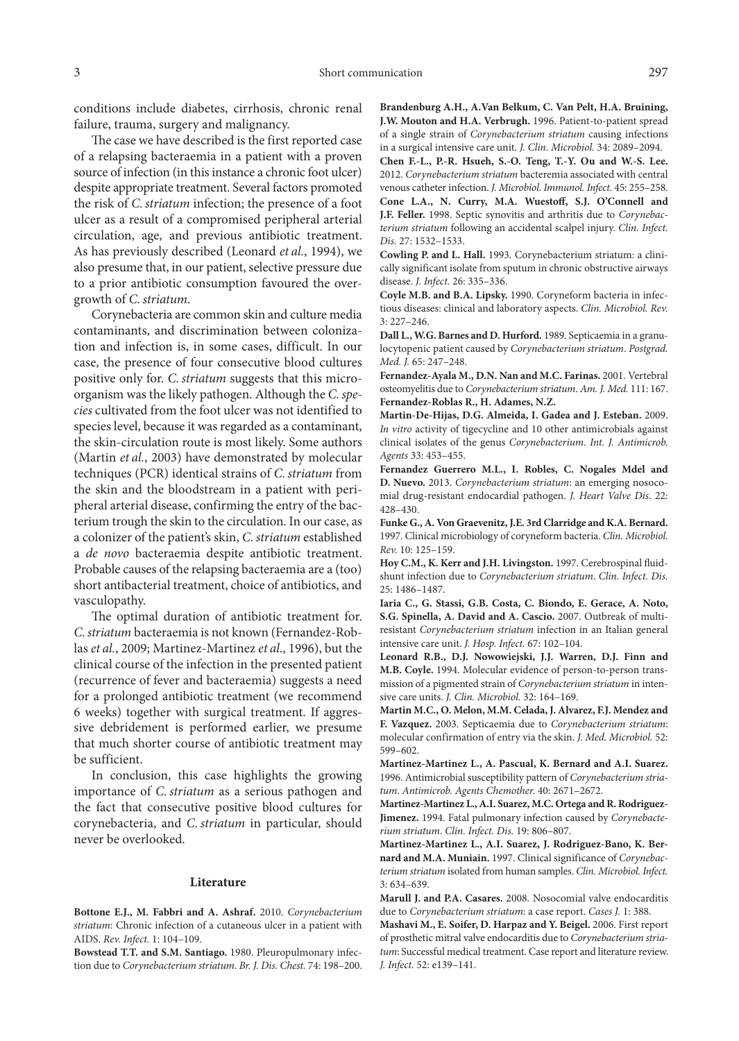conditions include diabetes, cirrhosis, chronic renal failure, trauma, surgery and malignancy.

The case we have described is the first reported case of a relapsing bacteraemia in a patient with a proven source of infection (in this instance a chronic foot ulcer) despite appropriate treatment. Several factors promoted the risk of *C. striatum* infection; the presence of a foot ulcer as a result of a compromised peripheral arterial circulation, age, and previous antibiotic treatment. As has previously described (Leonard *et al.*, 1994), we also presume that, in our patient, selective pressure due to a prior antibiotic consumption favoured the overgrowth of *C. striatum*.

Corynebacteria are common skin and culture media contaminants, and discrimination between colonization and infection is, in some cases, difficult. In our case, the presence of four consecutive blood cultures positive only for. *C. striatum* suggests that this microorganism was the likely pathogen. Although the *C. species* cultivated from the foot ulcer was not identified to species level, because it was regarded as a contaminant, the skin-circulation route is most likely. Some authors (Martin *et al.*, 2003) have demonstrated by molecular techniques (PCR) identical strains of *C. striatum* from the skin and the bloodstream in a patient with peripheral arterial disease, confirming the entry of the bacterium trough the skin to the circulation. In our case, as a colonizer of the patient's skin, *C. striatum* established a *de novo* bacteraemia despite antibiotic treatment. Probable causes of the relapsing bacteraemia are a (too) short antibacterial treatment, choice of antibiotics, and vasculopathy.

The optimal duration of antibiotic treatment for. *C. striatum* bacteraemia is not known (Fernandez-Roblas *et al.*, 2009; Martinez-Martinez *et al*., 1996), but the clinical course of the infection in the presented patient (recurrence of fever and bacteraemia) suggests a need for a prolonged antibiotic treatment (we recommend 6 weeks) together with surgical treatment. If aggressive debridement is performed earlier, we presume that much shorter course of antibiotic treatment may be sufficient.

In conclusion, this case highlights the growing importance of *C. striatum* as a serious pathogen and the fact that consecutive positive blood cultures for corynebacteria, and *C. striatum* in particular, should never be overlooked.

## Literature

**Bottone E.J., M. Fabbri and A. Ashraf.** 2010. *Corynebacterium striatum*: Chronic infection of a cutaneous ulcer in a patient with AIDS. *Rev. Infect.* 1: 104–109.

**Bowstead T.T. and S.M. Santiago.** 1980. Pleuropulmonary infection due to *Corynebacterium striatum*. *Br. J. Dis. Chest.* 74: 198–200.

**Brandenburg A.H., A.Van Belkum, C. Van Pelt, H.A. Bruining, J.W. Mouton and H.A. Verbrugh.** 1996. Patient-to-patient spread of a single strain of *Corynebacterium striatum* causing infections in a surgical intensive care unit. *J. Clin. Microbiol.* 34: 2089–2094.

**Chen F.-L., P.-R. Hsueh, S.-O. Teng, T.-Y. Ou and W.-S. Lee.** 2012. *Corynebacterium striatum* bacteremia associated with central venous catheter infection. *J. Microbiol. Immunol. Infect.* 45: 255–258.

**Cone L.A., N. Curry, M.A. Wuestoff, S.J. O'Connell and J.F. Feller.** 1998. Septic synovitis and arthritis due to *Corynebacterium striatum* following an accidental scalpel injury. *Clin. Infect. Dis.* 27: 1532–1533.

**Cowling P. and L. Hall.** 1993. Corynebacterium striatum: a clinically significant isolate from sputum in chronic obstructive airways disease. *J. Infect.* 26: 335–336.

**Coyle M.B. and B.A. Lipsky.** 1990. Coryneform bacteria in infectious diseases: clinical and laboratory aspects. *Clin. Microbiol. Rev.* 3: 227–246.

**Dall L., W.G. Barnes and D. Hurford.** 1989. Septicaemia in a granulocytopenic patient caused by *Corynebacterium striatum*. *Postgrad. Med. J.* 65: 247–248.

**Fernandez-Ayala M., D.N. Nan and M.C. Farinas.** 2001. Vertebral osteomyelitis due to *Corynebacterium striatum*. *Am. J. Med.* 111: 167.

**Fernandez-Roblas R., H. Adames, N.Z. Martin-De-Hijas, D.G. Almeida, I. Gadea and J. Esteban.** 2009. *In vitro* activity of tigecycline and 10 other antimicrobials against clinical isolates of the genus *Corynebacterium*. *Int. J. Antimicrob. Agents* 33: 453–455.

**Fernandez Guerrero M.L., I. Robles, C. Nogales Mdel and D. Nuevo.** 2013. *Corynebacterium striatum*: an emerging nosocomial drug-resistant endocardial pathogen. *J. Heart Valve Dis.* 22: 428–430.

**Funke G., A. Von Graevenitz, J.E. 3rd Clarridge and K.A. Bernard.** 1997. Clinical microbiology of coryneform bacteria. *Clin. Microbiol. Rev.* 10: 125–159.

**Hoy C.M., K. Kerr and J.H. Livingston.** 1997. Cerebrospinal fluid-shunt infection due to *Corynebacterium striatum*. *Clin. Infect. Dis.* 25: 1486–1487.

**Iaria C., G. Stassi, G.B. Costa, C. Biondo, E. Gerace, A. Noto, S.G. Spinella, A. David and A. Cascio.** 2007. Outbreak of multiresistant *Corynebacterium striatum* infection in an Italian general intensive care unit. *J. Hosp. Infect.* 67: 102–104.

**Leonard R.B., D.J. Nowowiejski, J.J. Warren, D.J. Finn and M.B. Coyle.** 1994. Molecular evidence of person-to-person transmission of a pigmented strain of *Corynebacterium striatum* in intensive care units. *J. Clin. Microbiol.* 32: 164–169.

**Martin M.C., O. Melon, M.M. Celada, J. Alvarez, F.J. Mendez and F. Vazquez.** 2003. Septicaemia due to *Corynebacterium striatum*: molecular confirmation of entry via the skin. *J. Med. Microbiol.* 52: 599–602.

**Martinez-Martinez L., A. Pascual, K. Bernard and A.I. Suarez.** 1996. Antimicrobial susceptibility pattern of *Corynebacterium striatum*. *Antimicrob. Agents Chemother.* 40: 2671–2672.

**Martinez-Martinez L., A.I. Suarez, M.C. Ortega and R. Rodriguez-Jimenez.** 1994. Fatal pulmonary infection caused by *Corynebacterium striatum*. *Clin. Infect. Dis.* 19: 806–807.

**Martinez-Martinez L., A.I. Suarez, J. Rodriguez-Bano, K. Bernard and M.A. Muniain.** 1997. Clinical significance of *Corynebacterium striatum* isolated from human samples. *Clin. Microbiol. Infect.* 3: 634–639.

**Marull J. and P.A. Casares.** 2008. Nosocomial valve endocarditis due to *Corynebacterium striatum*: a case report. *Cases J.* 1: 388.

**Mashavi M., E. Soifer, D. Harpaz and Y. Beigel.** 2006. First report of prosthetic mitral valve endocarditis due to *Corynebacterium striatum*: Successful medical treatment. Case report and literature review. *J. Infect.* 52: e139–141.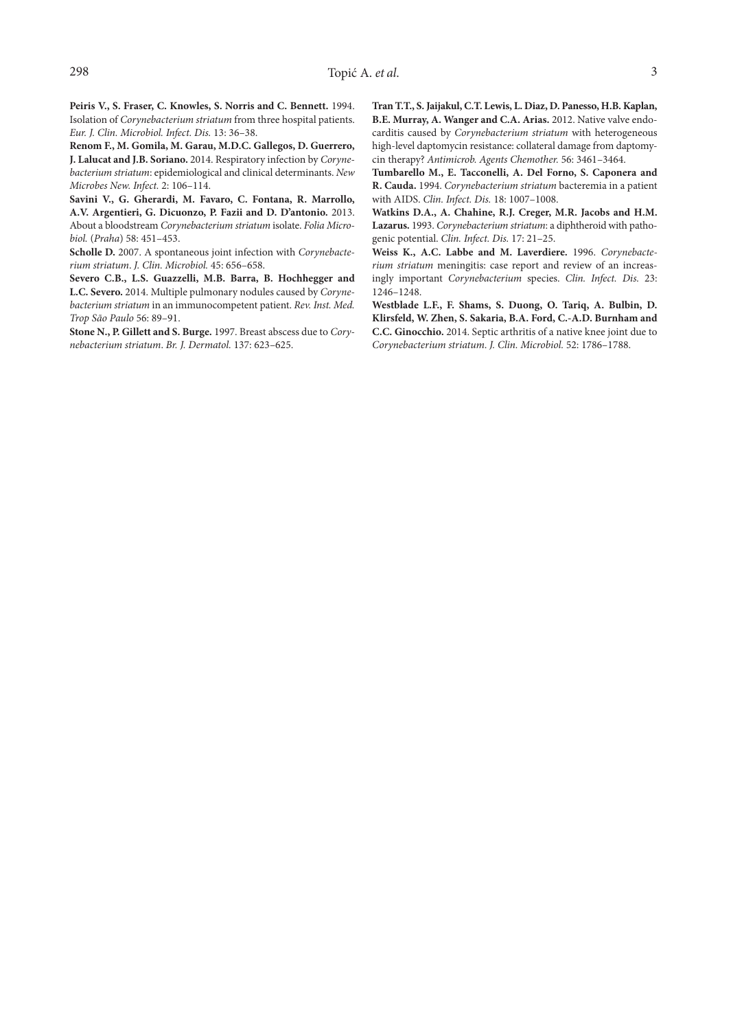**Peiris V., S. Fraser, C. Knowles, S. Norris and C. Bennett.** 1994. Isolation of *Corynebacterium striatum* from three hospital patients. *Eur. J. Clin. Microbiol. Infect. Dis.* 13: 36–38.

**Renom F., M. Gomila, M. Garau, M.D.C. Gallegos, D. Guerrero, J. Lalucat and J.B. Soriano.** 2014. Respiratory infection by *Corynebacterium striatum*: epidemiological and clinical determinants. *New Microbes New. Infect.* 2: 106–114.

**Savini V., G. Gherardi, M. Favaro, C. Fontana, R. Marrollo, A.V. Argentieri, G. Dicuonzo, P. Fazii and D. D'antonio.** 2013. About a bloodstream *Corynebacterium striatum* isolate. *Folia Microbiol.* (*Praha*) 58: 451–453.

**Scholle D.** 2007. A spontaneous joint infection with *Corynebacterium striatum*. *J. Clin. Microbiol.* 45: 656–658.

**Severo C.B., L.S. Guazzelli, M.B. Barra, B. Hochhegger and L.C. Severo.** 2014. Multiple pulmonary nodules caused by *Corynebacterium striatum* in an immunocompetent patient. *Rev. Inst. Med. Trop São Paulo* 56: 89–91.

**Stone N., P. Gillett and S. Burge.** 1997. Breast abscess due to *Corynebacterium striatum*. *Br. J. Dermatol.* 137: 623–625.

**Tran T.T., S. Jaijakul, C.T. Lewis, L. Diaz, D. Panesso, H.B. Kaplan, B.E. Murray, A. Wanger and C.A. Arias.** 2012. Native valve endocarditis caused by *Corynebacterium striatum* with heterogeneous high-level daptomycin resistance: collateral damage from daptomycin therapy? *Antimicrob. Agents Chemother.* 56: 3461–3464.

**Tumbarello M., E. Tacconelli, A. Del Forno, S. Caponera and R. Cauda.** 1994. *Corynebacterium striatum* bacteremia in a patient with AIDS. *Clin. Infect. Dis.* 18: 1007–1008.

**Watkins D.A., A. Chahine, R.J. Creger, M.R. Jacobs and H.M. Lazarus.** 1993. *Corynebacterium striatum*: a diphtheroid with pathogenic potential. *Clin. Infect. Dis.* 17: 21–25.

**Weiss K., A.C. Labbe and M. Laverdiere.** 1996. *Corynebacterium striatum* meningitis: case report and review of an increasingly important *Corynebacterium* species. *Clin. Infect. Dis.* 23: 1246–1248.

**Westblade L.F., F. Shams, S. Duong, O. Tariq, A. Bulbin, D. Klirsfeld, W. Zhen, S. Sakaria, B.A. Ford, C.-A.D. Burnham and C.C. Ginocchio.** 2014. Septic arthritis of a native knee joint due to *Corynebacterium striatum*. *J. Clin. Microbiol.* 52: 1786–1788.